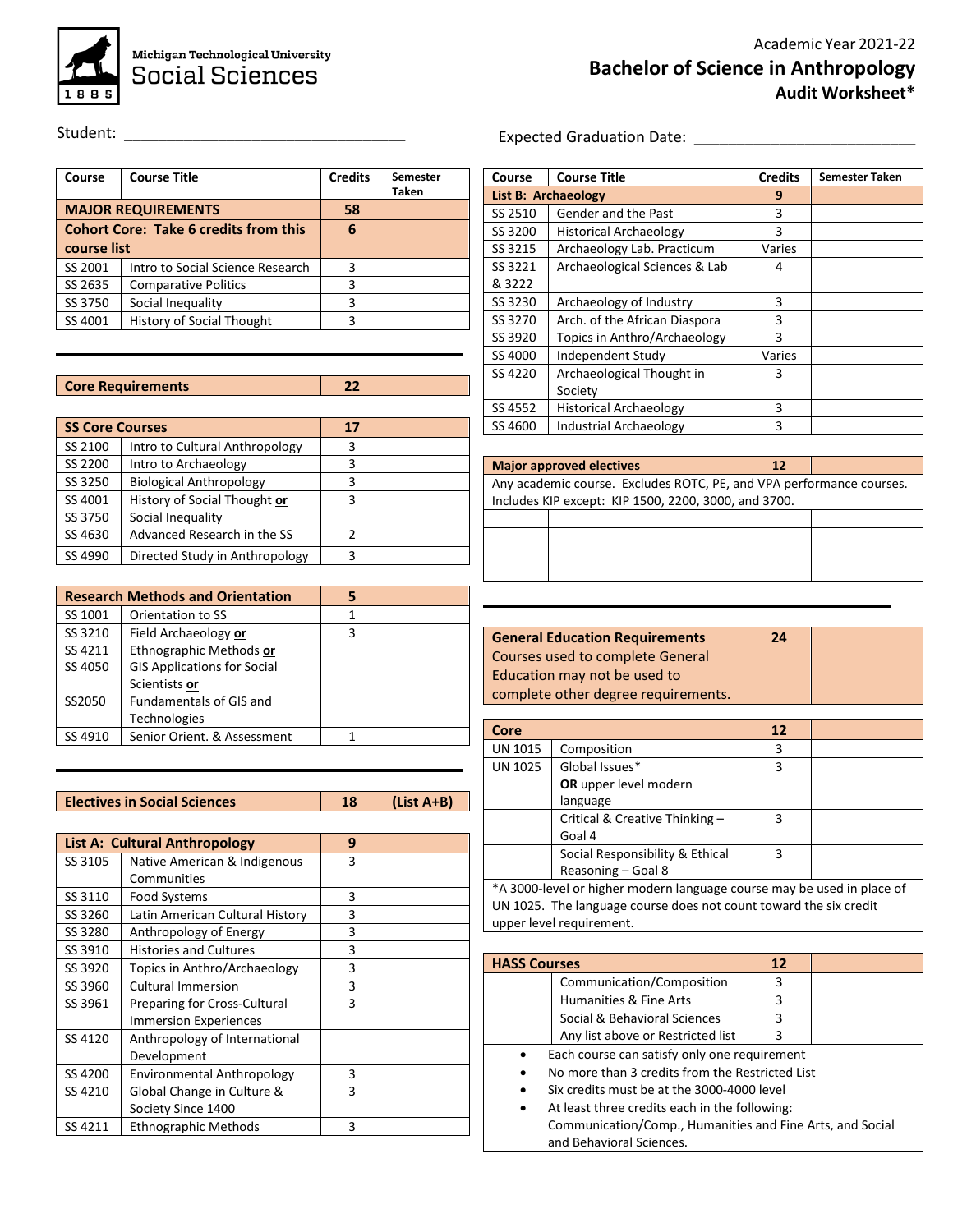Michigan Technological University
Social Sciences

Academic Year 2021-22

# Bachelor of Science in Anthropology
## Audit Worksheet*

Student: ________________________________

Expected Graduation Date: __________________________

| Course | Course Title | Credits | Semester Taken |
|---|---|---|---|
| **MAJOR REQUIREMENTS** | | **58** | |
| **Cohort Core: Take 6 credits from this course list** | | **6** | |
| SS 2001 | Intro to Social Science Research | 3 | |
| SS 2635 | Comparative Politics | 3 | |
| SS 3750 | Social Inequality | 3 | |
| SS 4001 | History of Social Thought | 3 | |

| Course | Course Title | Credits | Semester Taken |
|---|---|---|---|
| **Core Requirements** | | **22** | |

| Course | Course Title | Credits | Semester Taken |
|---|---|---|---|
| **SS Core Courses** | | **17** | |
| SS 2100 | Intro to Cultural Anthropology | 3 | |
| SS 2200 | Intro to Archaeology | 3 | |
| SS 3250 | Biological Anthropology | 3 | |
| SS 4001<br>SS 3750 | History of Social Thought **or**<br>Social Inequality | 3 | |
| SS 4630 | Advanced Research in the SS | 2 | |
| SS 4990 | Directed Study in Anthropology | 3 | |

| Course | Course Title | Credits | Semester Taken |
|---|---|---|---|
| **Research Methods and Orientation** | | **5** | |
| SS 1001 | Orientation to SS | 1 | |
| SS 3210<br>SS 4211<br>SS 4050<br>SS2050 | Field Archaeology **or**<br>Ethnographic Methods **or**<br>GIS Applications for Social Scientists **or**<br>Fundamentals of GIS and Technologies | 3 | |
| SS 4910 | Senior Orient. & Assessment | 1 | |

| Course | Course Title | Credits | Semester Taken |
|---|---|---|---|
| **Electives in Social Sciences** | | **18** | **(List A+B)** |

| Course | Course Title | Credits | Semester Taken |
|---|---|---|---|
| **List A: Cultural Anthropology** | | **9** | |
| SS 3105 | Native American & Indigenous Communities | 3 | |
| SS 3110 | Food Systems | 3 | |
| SS 3260 | Latin American Cultural History | 3 | |
| SS 3280 | Anthropology of Energy | 3 | |
| SS 3910 | Histories and Cultures | 3 | |
| SS 3920 | Topics in Anthro/Archaeology | 3 | |
| SS 3960 | Cultural Immersion | 3 | |
| SS 3961 | Preparing for Cross-Cultural Immersion Experiences | 3 | |
| SS 4120 | Anthropology of International Development | | |
| SS 4200 | Environmental Anthropology | 3 | |
| SS 4210 | Global Change in Culture & Society Since 1400 | 3 | |
| SS 4211 | Ethnographic Methods | 3 | |

| Course | Course Title | Credits | Semester Taken |
|---|---|---|---|
| **List B: Archaeology** | | **9** | |
| SS 2510 | Gender and the Past | 3 | |
| SS 3200 | Historical Archaeology | 3 | |
| SS 3215 | Archaeology Lab. Practicum | Varies | |
| SS 3221 & 3222 | Archaeological Sciences & Lab | 4 | |
| SS 3230 | Archaeology of Industry | 3 | |
| SS 3270 | Arch. of the African Diaspora | 3 | |
| SS 3920 | Topics in Anthro/Archaeology | 3 | |
| SS 4000 | Independent Study | Varies | |
| SS 4220 | Archaeological Thought in Society | 3 | |
| SS 4552 | Historical Archaeology | 3 | |
| SS 4600 | Industrial Archaeology | 3 | |

| Course | Course Title | Credits | Semester Taken |
|---|---|---|---|
| **Major approved electives** | | **12** | |
| Any academic course. Excludes ROTC, PE, and VPA performance courses. Includes KIP except: KIP 1500, 2200, 3000, and 3700. | | | |
| | | | |
| | | | |
| | | | |
| | | | |

| Course | Course Title | Credits | Semester Taken |
|---|---|---|---|
| **General Education Requirements**<br>Courses used to complete General Education may not be used to complete other degree requirements. | | **24** | |

| Course | Course Title | Credits | Semester Taken |
|---|---|---|---|
| **Core** | | **12** | |
| UN 1015 | Composition | 3 | |
| UN 1025 | Global Issues*<br>**OR** upper level modern language | 3 | |
| | Critical & Creative Thinking – Goal 4 | 3 | |
| | Social Responsibility & Ethical Reasoning – Goal 8 | 3 | |

*A 3000-level or higher modern language course may be used in place of UN 1025. The language course does not count toward the six credit upper level requirement.

| Course | Course Title | Credits | Semester Taken |
|---|---|---|---|
| **HASS Courses** | | **12** | |
| | Communication/Composition | 3 | |
| | Humanities & Fine Arts | 3 | |
| | Social & Behavioral Sciences | 3 | |
| | Any list above or Restricted list | 3 | |

- Each course can satisfy only one requirement
- No more than 3 credits from the Restricted List
- Six credits must be at the 3000-4000 level
- At least three credits each in the following: Communication/Comp., Humanities and Fine Arts, and Social and Behavioral Sciences.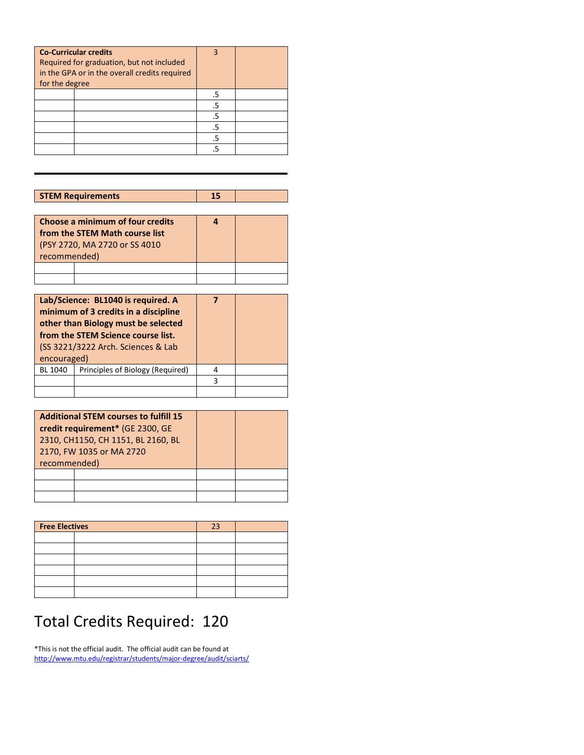| Co-Curricular credits<br>Required for graduation, but not included in the GPA or in the overall credits required for the degree | | 3 | |
|---|---|---|---|
| | | .5 | |
| | | .5 | |
| | | .5 | |
| | | .5 | |
| | | .5 | |
| | | .5 | |

---

| STEM Requirements | | 15 | |
|---|---|---|---|

| **Choose a minimum of four credits from the STEM Math course list** (PSY 2720, MA 2720 or SS 4010 recommended) | | **4** | |
|---|---|---|---|
| | | | |
| | | | |

| **Lab/Science: BL1040 is required. A minimum of 3 credits in a discipline other than Biology must be selected from the STEM Science course list.** (SS 3221/3222 Arch. Sciences & Lab encouraged) | | **7** | |
|---|---|---|---|
| BL 1040 | Principles of Biology (Required) | 4 | |
| | | 3 | |
| | | | |

| **Additional STEM courses to fulfill 15 credit requirement*** (GE 2300, GE 2310, CH1150, CH 1151, BL 2160, BL 2170, FW 1035 or MA 2720 recommended) | | | |
|---|---|---|---|
| | | | |
| | | | |
| | | | |

| Free Electives | | 23 | |
|---|---|---|---|
| | | | |
| | | | |
| | | | |
| | | | |
| | | | |
| | | | |

# Total Credits Required: 120

*This is not the official audit. The official audit can be found at http://www.mtu.edu/registrar/students/major-degree/audit/sciarts/